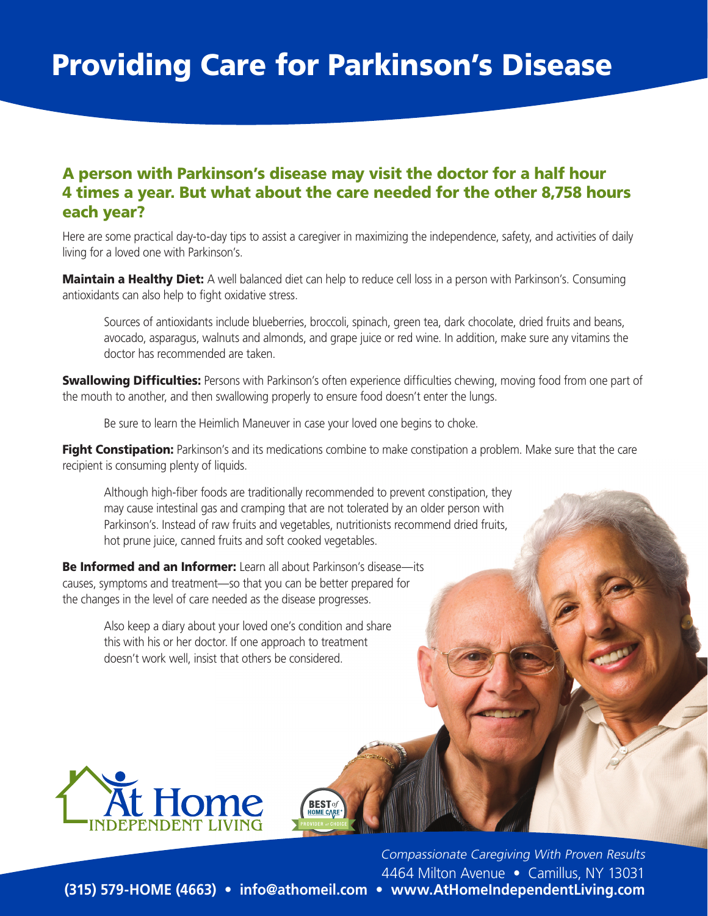# Providing Care for Parkinson's Disease

## A person with Parkinson's disease may visit the doctor for a half hour 4 times a year. But what about the care needed for the other 8,758 hours each year?

Here are some practical day-to-day tips to assist a caregiver in maximizing the independence, safety, and activities of daily living for a loved one with Parkinson's.

**Maintain a Healthy Diet:** A well balanced diet can help to reduce cell loss in a person with Parkinson's. Consuming antioxidants can also help to fight oxidative stress.

> Sources of antioxidants include blueberries, broccoli, spinach, green tea, dark chocolate, dried fruits and beans, avocado, asparagus, walnuts and almonds, and grape juice or red wine. In addition, make sure any vitamins the doctor has recommended are taken.

**Swallowing Difficulties:** Persons with Parkinson's often experience difficulties chewing, moving food from one part of the mouth to another, and then swallowing properly to ensure food doesn't enter the lungs.

> Be sure to learn the Heimlich Maneuver in case your loved one begins to choke.

**Fight Constipation:** Parkinson's and its medications combine to make constipation a problem. Make sure that the care recipient is consuming plenty of liquids.

> Although high-fiber foods are traditionally recommended to prevent constipation, they may cause intestinal gas and cramping that are not tolerated by an older person with Parkinson's. Instead of raw fruits and vegetables, nutritionists recommend dried fruits, hot prune juice, canned fruits and soft cooked vegetables.

**Be Informed and an Informer:** Learn all about Parkinson's disease—its causes, symptoms and treatment—so that you can be better prepared for the changes in the level of care needed as the disease progresses.

> Also keep a diary about your loved one's condition and share this with his or her doctor. If one approach to treatment doesn't work well, insist that others be considered.

At Home INDEPENDENT LIVING

BEST of HOME CARE PROVIDER of CHOICE

*Compassionate Caregiving With Proven Results*

4464 Milton Avenue • Camillus, NY 13031

**(315) 579-HOME (4663) • info@athomeil.com • www.AtHomeIndependentLiving.com**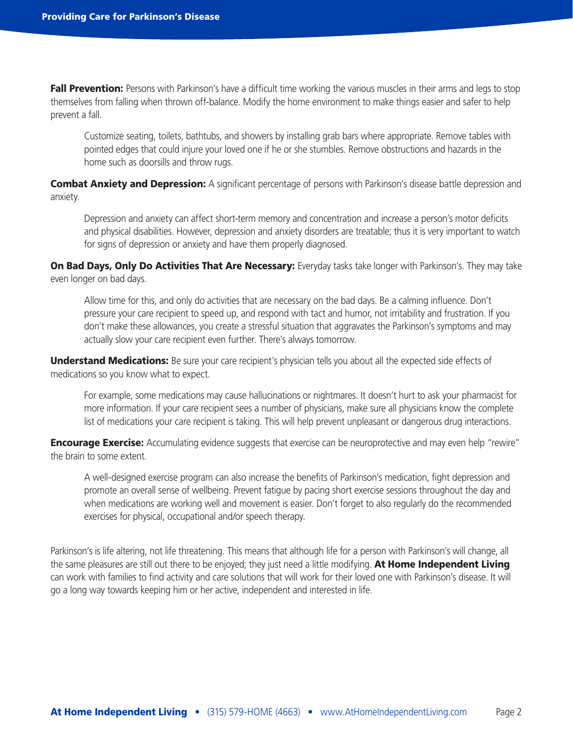**Fall Prevention:** Persons with Parkinson's have a difficult time working the various muscles in their arms and legs to stop themselves from falling when thrown off-balance. Modify the home environment to make things easier and safer to help prevent a fall.

Customize seating, toilets, bathtubs, and showers by installing grab bars where appropriate. Remove tables with pointed edges that could injure your loved one if he or she stumbles. Remove obstructions and hazards in the home such as doorsills and throw rugs.

**Combat Anxiety and Depression:** A significant percentage of persons with Parkinson's disease battle depression and anxiety.

Depression and anxiety can affect short-term memory and concentration and increase a person's motor deficits and physical disabilities. However, depression and anxiety disorders are treatable; thus it is very important to watch for signs of depression or anxiety and have them properly diagnosed.

**On Bad Days, Only Do Activities That Are Necessary:** Everyday tasks take longer with Parkinson's. They may take even longer on bad days.

Allow time for this, and only do activities that are necessary on the bad days. Be a calming influence. Don't pressure your care recipient to speed up, and respond with tact and humor, not irritability and frustration. If you don't make these allowances, you create a stressful situation that aggravates the Parkinson's symptoms and may actually slow your care recipient even further. There's always tomorrow.

**Understand Medications:** Be sure your care recipient's physician tells you about all the expected side effects of medications so you know what to expect.

For example, some medications may cause hallucinations or nightmares. It doesn't hurt to ask your pharmacist for more information. If your care recipient sees a number of physicians, make sure all physicians know the complete list of medications your care recipient is taking. This will help prevent unpleasant or dangerous drug interactions.

**Encourage Exercise:** Accumulating evidence suggests that exercise can be neuroprotective and may even help "rewire" the brain to some extent.

A well-designed exercise program can also increase the benefits of Parkinson's medication, fight depression and promote an overall sense of wellbeing. Prevent fatigue by pacing short exercise sessions throughout the day and when medications are working well and movement is easier. Don't forget to also regularly do the recommended exercises for physical, occupational and/or speech therapy.

Parkinson's is life altering, not life threatening. This means that although life for a person with Parkinson's will change, all the same pleasures are still out there to be enjoyed; they just need a little modifying. **At Home Independent Living** can work with families to find activity and care solutions that will work for their loved one with Parkinson's disease. It will go a long way towards keeping him or her active, independent and interested in life.

**At Home Independent Living** • (315) 579-HOME (4663) • www.AtHomeIndependentLiving.com